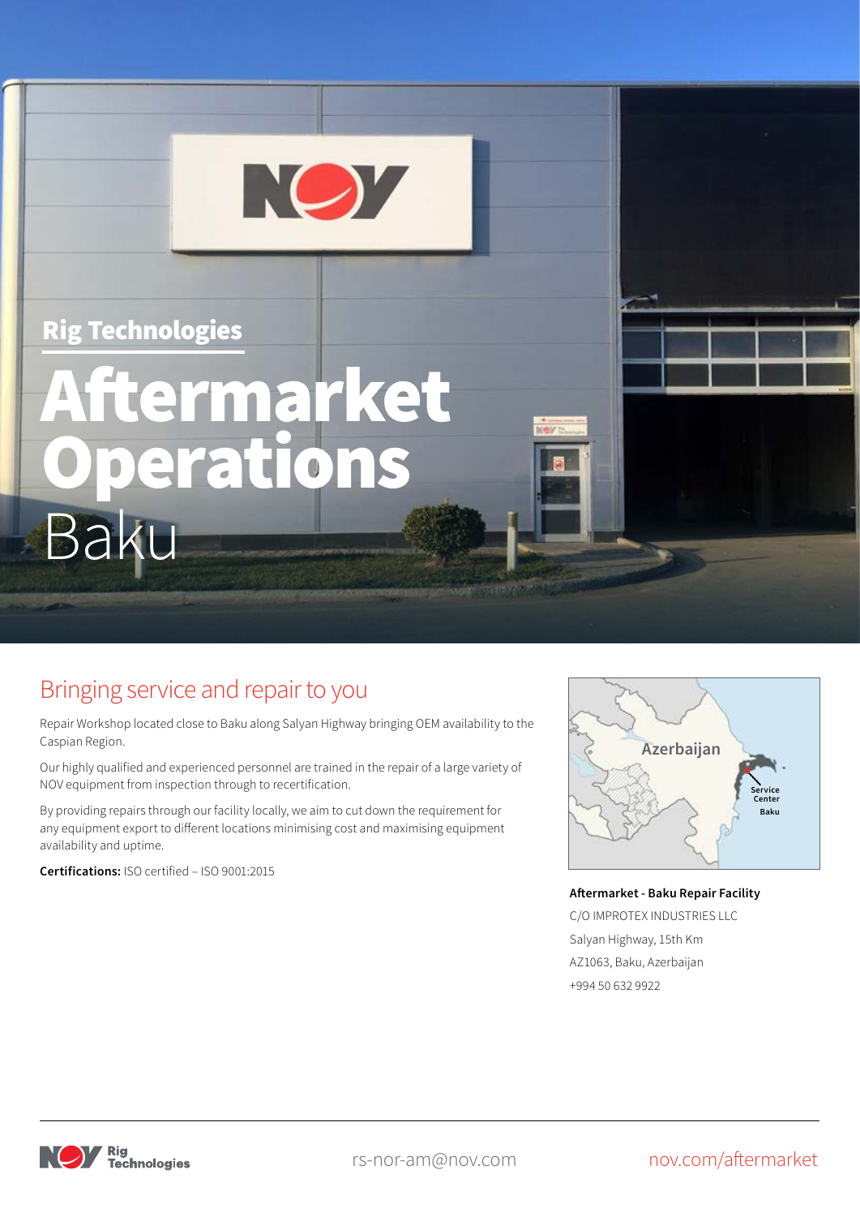Rig Technologies

# Aftermarket Operations

Baku

## Bringing service and repair to you

Repair Workshop located close to Baku along Salyan Highway bringing OEM availability to the Caspian Region.

Our highly qualified and experienced personnel are trained in the repair of a large variety of NOV equipment from inspection through to recertification.

By providing repairs through our facility locally, we aim to cut down the requirement for any equipment export to different locations minimising cost and maximising equipment availability and uptime.

**Certifications:** ISO certified – ISO 9001:2015

Azerbaijan

Service Center

Baku

**Aftermarket - Baku Repair Facility**

C/O IMPROTEX INDUSTRIES LLC

Salyan Highway, 15th Km

AZ1063, Baku, Azerbaijan

+994 50 632 9922

rs-nor-am@nov.com

nov.com/aftermarket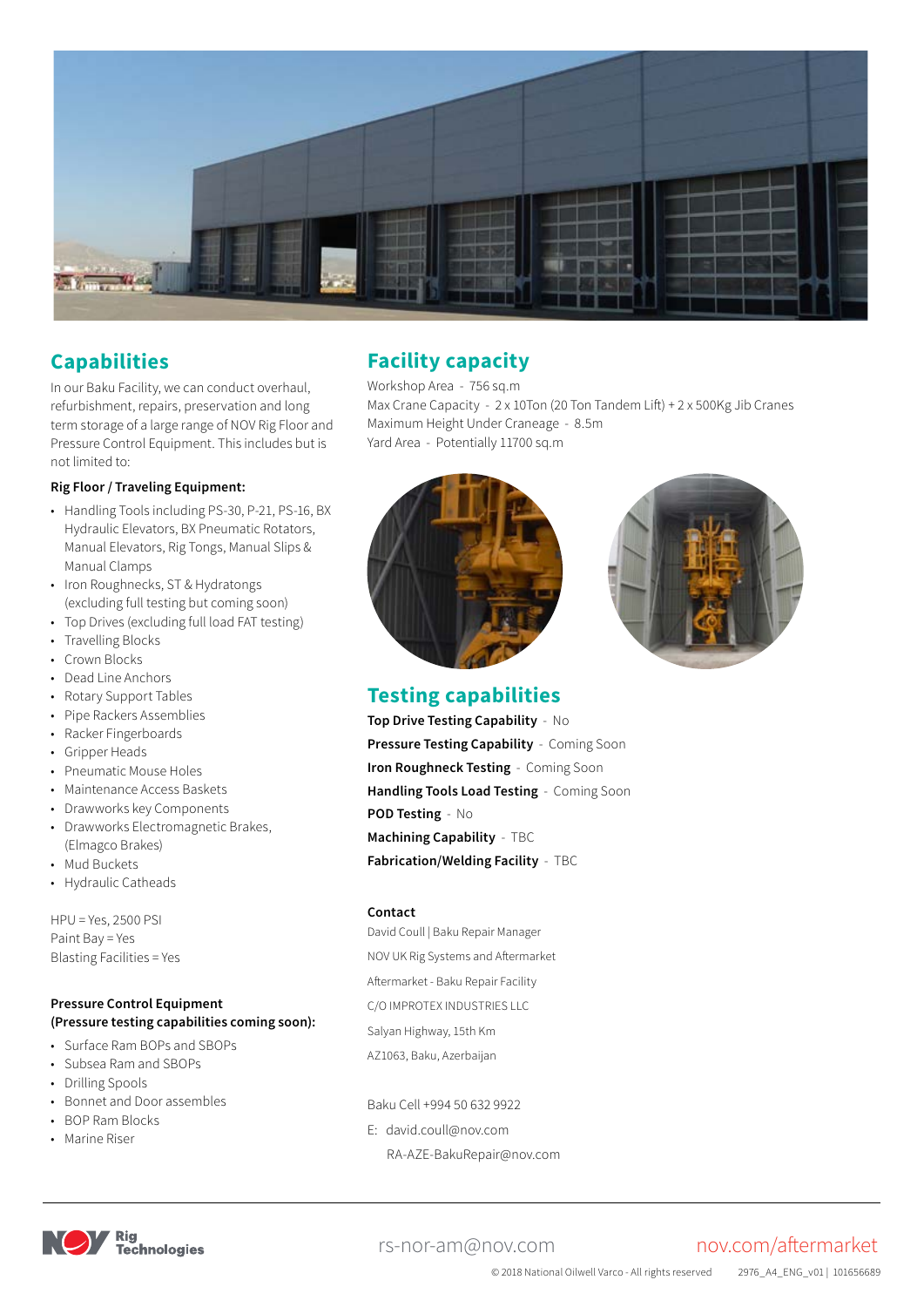## Capabilities

In our Baku Facility, we can conduct overhaul, refurbishment, repairs, preservation and long term storage of a large range of NOV Rig Floor and Pressure Control Equipment. This includes but is not limited to:

**Rig Floor / Traveling Equipment:**

- Handling Tools including PS-30, P-21, PS-16, BX Hydraulic Elevators, BX Pneumatic Rotators, Manual Elevators, Rig Tongs, Manual Slips & Manual Clamps
- Iron Roughnecks, ST & Hydratongs (excluding full testing but coming soon)
- Top Drives (excluding full load FAT testing)
- Travelling Blocks
- Crown Blocks
- Dead Line Anchors
- Rotary Support Tables
- Pipe Rackers Assemblies
- Racker Fingerboards
- Gripper Heads
- Pneumatic Mouse Holes
- Maintenance Access Baskets
- Drawworks key Components
- Drawworks Electromagnetic Brakes, (Elmagco Brakes)
- Mud Buckets
- Hydraulic Catheads

HPU = Yes, 2500 PSI
Paint Bay = Yes
Blasting Facilities = Yes

**Pressure Control Equipment (Pressure testing capabilities coming soon):**

- Surface Ram BOPs and SBOPs
- Subsea Ram and SBOPs
- Drilling Spools
- Bonnet and Door assembles
- BOP Ram Blocks
- Marine Riser

## Facility capacity

Workshop Area - 756 sq.m
Max Crane Capacity - 2 x 10Ton (20 Ton Tandem Lift) + 2 x 500Kg Jib Cranes
Maximum Height Under Craneage - 8.5m
Yard Area - Potentially 11700 sq.m

## Testing capabilities

**Top Drive Testing Capability** - No
**Pressure Testing Capability** - Coming Soon
**Iron Roughneck Testing** - Coming Soon
**Handling Tools Load Testing** - Coming Soon
**POD Testing** - No
**Machining Capability** - TBC
**Fabrication/Welding Facility** - TBC

**Contact**

David Coull | Baku Repair Manager
NOV UK Rig Systems and Aftermarket
Aftermarket - Baku Repair Facility
C/O IMPROTEX INDUSTRIES LLC
Salyan Highway, 15th Km
AZ1063, Baku, Azerbaijan

Baku Cell +994 50 632 9922
E: david.coull@nov.com
RA-AZE-BakuRepair@nov.com

NOV Rig Technologies

rs-nor-am@nov.com

nov.com/aftermarket

© 2018 National Oilwell Varco - All rights reserved 2976_A4_ENG_v01 | 101656689